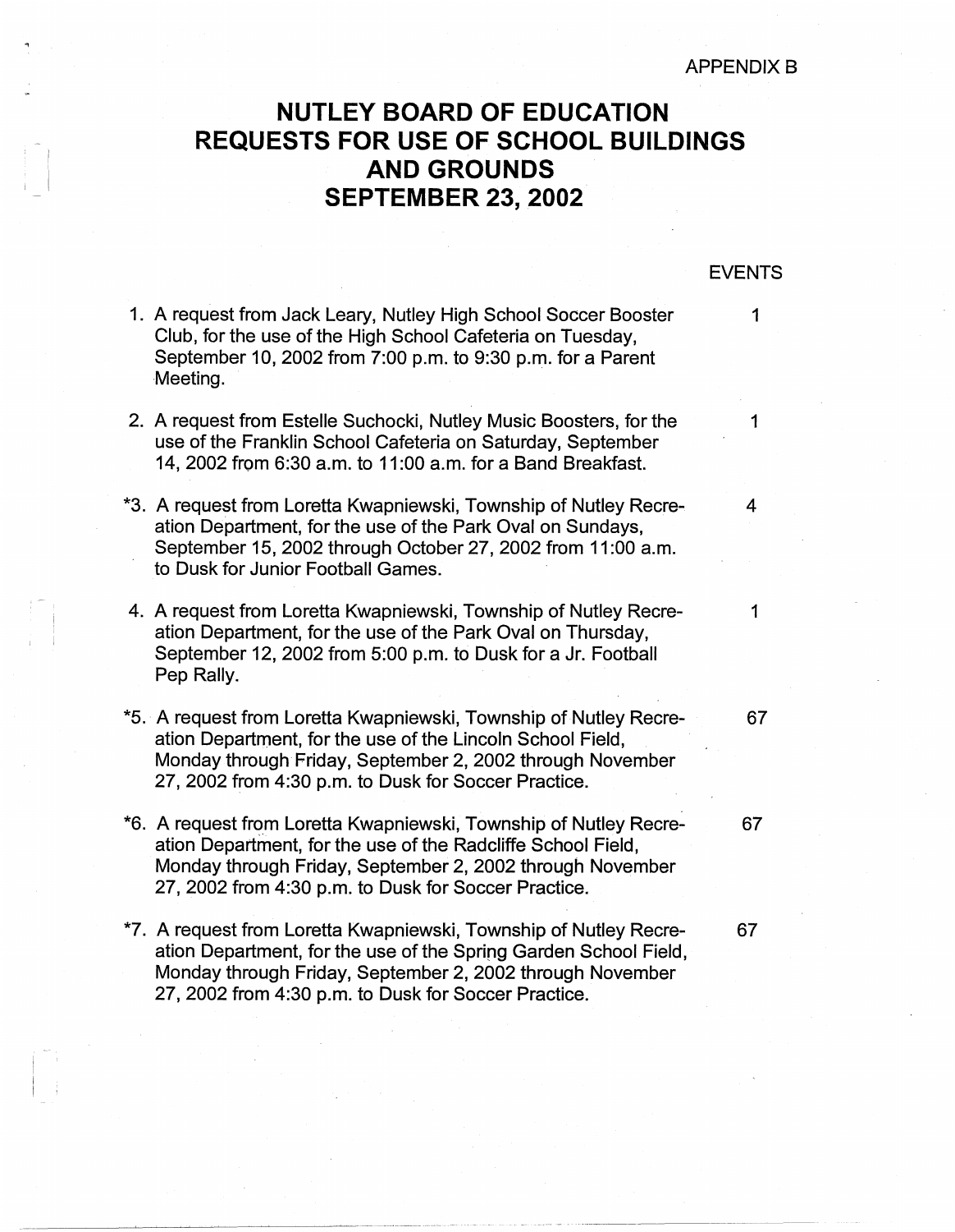APPENDIX B

# NUTLEY BOARD OF EDUCATION
# REQUESTS FOR USE OF SCHOOL BUILDINGS AND GROUNDS
# SEPTEMBER 23, 2002

| | EVENTS |
|---|---|
| 1. A request from Jack Leary, Nutley High School Soccer Booster Club, for the use of the High School Cafeteria on Tuesday, September 10, 2002 from 7:00 p.m. to 9:30 p.m. for a Parent Meeting. | 1 |
| 2. A request from Estelle Suchocki, Nutley Music Boosters, for the use of the Franklin School Cafeteria on Saturday, September 14, 2002 from 6:30 a.m. to 11:00 a.m. for a Band Breakfast. | 1 |
| *3. A request from Loretta Kwapniewski, Township of Nutley Recreation Department, for the use of the Park Oval on Sundays, September 15, 2002 through October 27, 2002 from 11:00 a.m. to Dusk for Junior Football Games. | 4 |
| 4. A request from Loretta Kwapniewski, Township of Nutley Recreation Department, for the use of the Park Oval on Thursday, September 12, 2002 from 5:00 p.m. to Dusk for a Jr. Football Pep Rally. | 1 |
| *5. A request from Loretta Kwapniewski, Township of Nutley Recreation Department, for the use of the Lincoln School Field, Monday through Friday, September 2, 2002 through November 27, 2002 from 4:30 p.m. to Dusk for Soccer Practice. | 67 |
| *6. A request from Loretta Kwapniewski, Township of Nutley Recreation Department, for the use of the Radcliffe School Field, Monday through Friday, September 2, 2002 through November 27, 2002 from 4:30 p.m. to Dusk for Soccer Practice. | 67 |
| *7. A request from Loretta Kwapniewski, Township of Nutley Recreation Department, for the use of the Spring Garden School Field, Monday through Friday, September 2, 2002 through November 27, 2002 from 4:30 p.m. to Dusk for Soccer Practice. | 67 |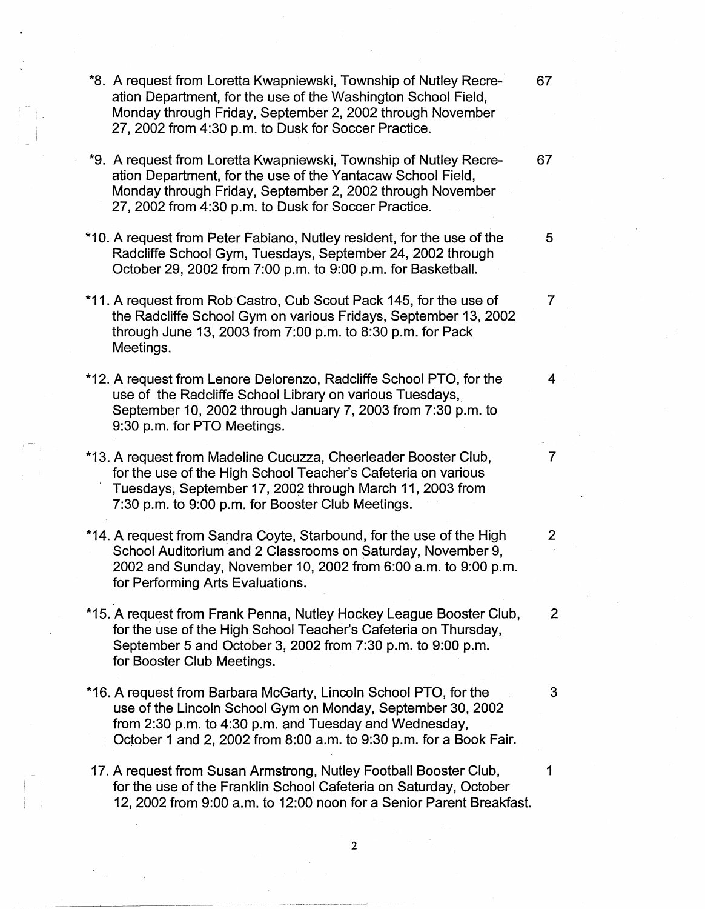*8. A request from Loretta Kwapniewski, Township of Nutley Recreation Department, for the use of the Washington School Field, Monday through Friday, September 2, 2002 through November 27, 2002 from 4:30 p.m. to Dusk for Soccer Practice. — 67

*9. A request from Loretta Kwapniewski, Township of Nutley Recreation Department, for the use of the Yantacaw School Field, Monday through Friday, September 2, 2002 through November 27, 2002 from 4:30 p.m. to Dusk for Soccer Practice. — 67

*10. A request from Peter Fabiano, Nutley resident, for the use of the Radcliffe School Gym, Tuesdays, September 24, 2002 through October 29, 2002 from 7:00 p.m. to 9:00 p.m. for Basketball. — 5

*11. A request from Rob Castro, Cub Scout Pack 145, for the use of the Radcliffe School Gym on various Fridays, September 13, 2002 through June 13, 2003 from 7:00 p.m. to 8:30 p.m. for Pack Meetings. — 7

*12. A request from Lenore Delorenzo, Radcliffe School PTO, for the use of the Radcliffe School Library on various Tuesdays, September 10, 2002 through January 7, 2003 from 7:30 p.m. to 9:30 p.m. for PTO Meetings. — 4

*13. A request from Madeline Cucuzza, Cheerleader Booster Club, for the use of the High School Teacher's Cafeteria on various Tuesdays, September 17, 2002 through March 11, 2003 from 7:30 p.m. to 9:00 p.m. for Booster Club Meetings. — 7

*14. A request from Sandra Coyte, Starbound, for the use of the High School Auditorium and 2 Classrooms on Saturday, November 9, 2002 and Sunday, November 10, 2002 from 6:00 a.m. to 9:00 p.m. for Performing Arts Evaluations. — 2

*15. A request from Frank Penna, Nutley Hockey League Booster Club, for the use of the High School Teacher's Cafeteria on Thursday, September 5 and October 3, 2002 from 7:30 p.m. to 9:00 p.m. for Booster Club Meetings. — 2

*16. A request from Barbara McGarty, Lincoln School PTO, for the use of the Lincoln School Gym on Monday, September 30, 2002 from 2:30 p.m. to 4:30 p.m. and Tuesday and Wednesday, October 1 and 2, 2002 from 8:00 a.m. to 9:30 p.m. for a Book Fair. — 3

17. A request from Susan Armstrong, Nutley Football Booster Club, for the use of the Franklin School Cafeteria on Saturday, October 12, 2002 from 9:00 a.m. to 12:00 noon for a Senior Parent Breakfast. — 1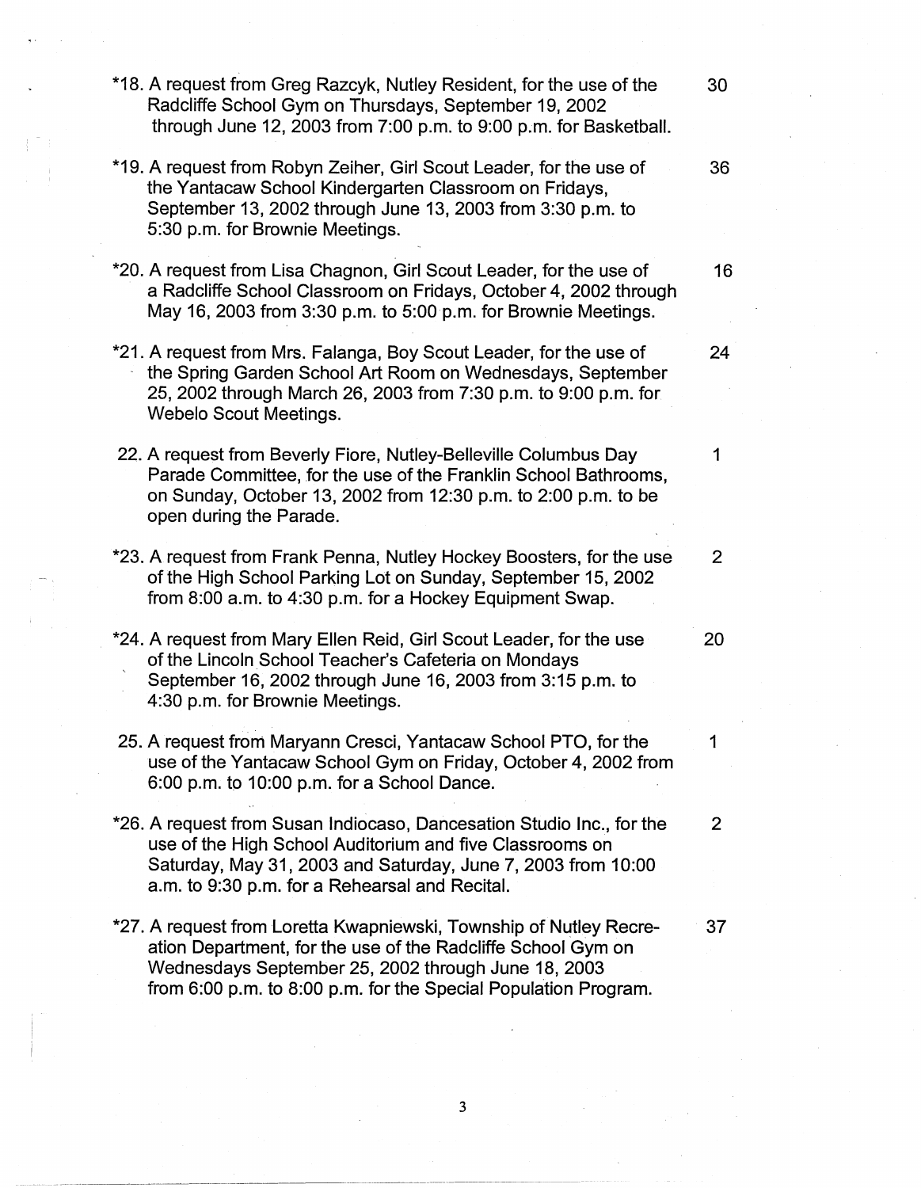| | |
|---|---|
| *18. A request from Greg Razcyk, Nutley Resident, for the use of the Radcliffe School Gym on Thursdays, September 19, 2002 through June 12, 2003 from 7:00 p.m. to 9:00 p.m. for Basketball. | 30 |
| *19. A request from Robyn Zeiher, Girl Scout Leader, for the use of the Yantacaw School Kindergarten Classroom on Fridays, September 13, 2002 through June 13, 2003 from 3:30 p.m. to 5:30 p.m. for Brownie Meetings. | 36 |
| *20. A request from Lisa Chagnon, Girl Scout Leader, for the use of a Radcliffe School Classroom on Fridays, October 4, 2002 through May 16, 2003 from 3:30 p.m. to 5:00 p.m. for Brownie Meetings. | 16 |
| *21. A request from Mrs. Falanga, Boy Scout Leader, for the use of the Spring Garden School Art Room on Wednesdays, September 25, 2002 through March 26, 2003 from 7:30 p.m. to 9:00 p.m. for Webelo Scout Meetings. | 24 |
| 22. A request from Beverly Fiore, Nutley-Belleville Columbus Day Parade Committee, for the use of the Franklin School Bathrooms, on Sunday, October 13, 2002 from 12:30 p.m. to 2:00 p.m. to be open during the Parade. | 1 |
| *23. A request from Frank Penna, Nutley Hockey Boosters, for the use of the High School Parking Lot on Sunday, September 15, 2002 from 8:00 a.m. to 4:30 p.m. for a Hockey Equipment Swap. | 2 |
| *24. A request from Mary Ellen Reid, Girl Scout Leader, for the use of the Lincoln School Teacher's Cafeteria on Mondays September 16, 2002 through June 16, 2003 from 3:15 p.m. to 4:30 p.m. for Brownie Meetings. | 20 |
| 25. A request from Maryann Cresci, Yantacaw School PTO, for the use of the Yantacaw School Gym on Friday, October 4, 2002 from 6:00 p.m. to 10:00 p.m. for a School Dance. | 1 |
| *26. A request from Susan Indiocaso, Dancesation Studio Inc., for the use of the High School Auditorium and five Classrooms on Saturday, May 31, 2003 and Saturday, June 7, 2003 from 10:00 a.m. to 9:30 p.m. for a Rehearsal and Recital. | 2 |
| *27. A request from Loretta Kwapniewski, Township of Nutley Recreation Department, for the use of the Radcliffe School Gym on Wednesdays September 25, 2002 through June 18, 2003 from 6:00 p.m. to 8:00 p.m. for the Special Population Program. | 37 |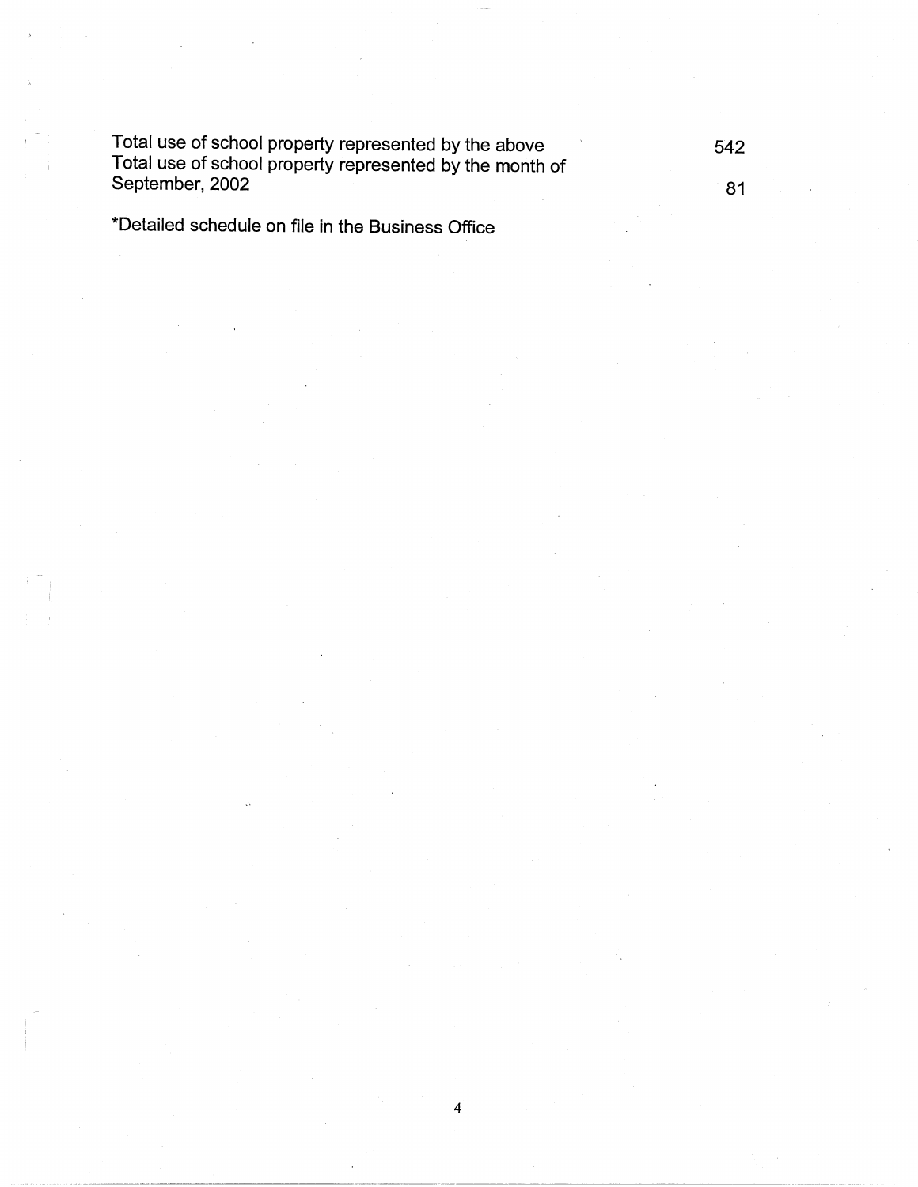| | |
|---|---|
| Total use of school property represented by the above | 542 |
| Total use of school property represented by the month of September, 2002 | 81 |

*Detailed schedule on file in the Business Office